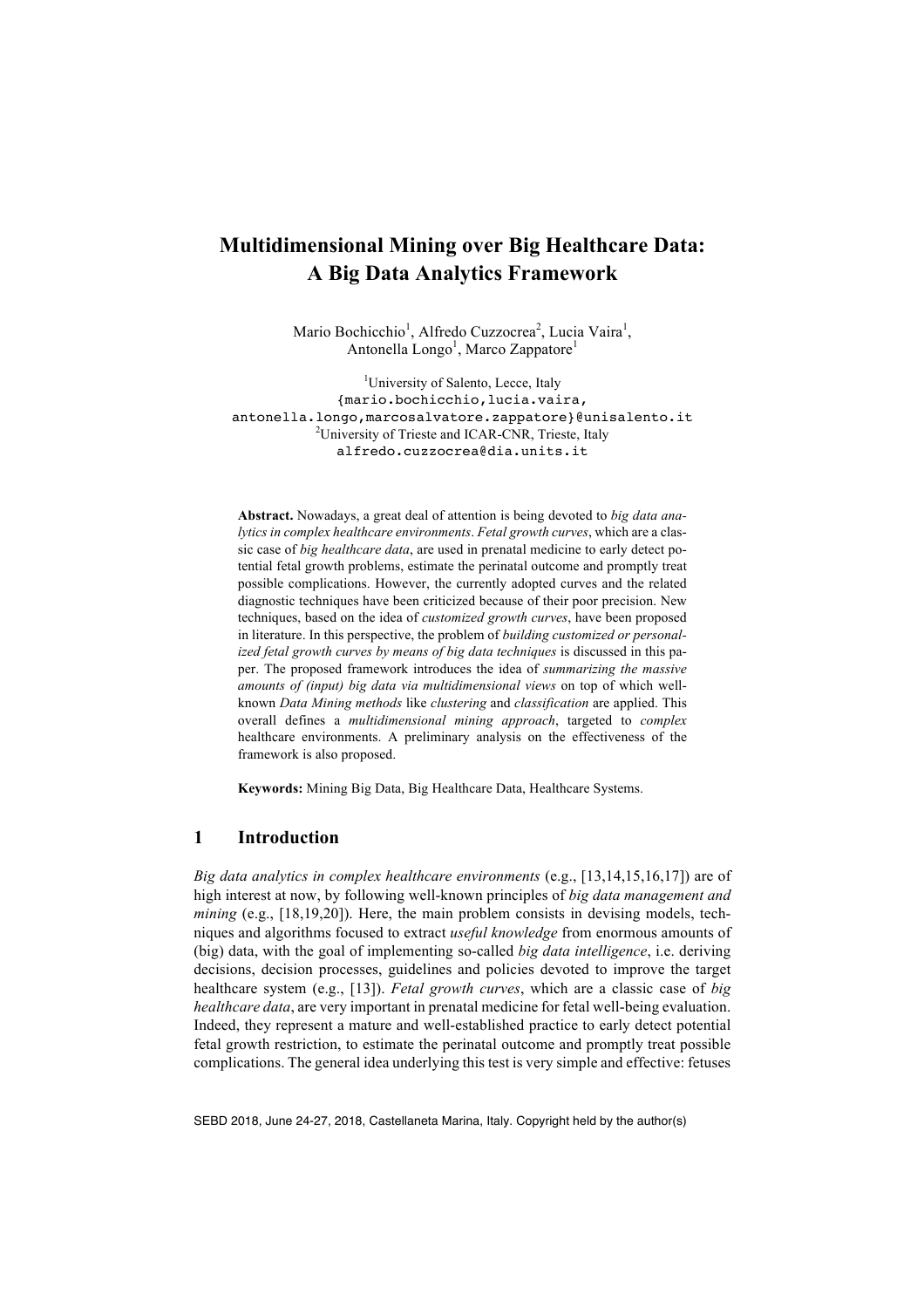# Multidimensional Mining over Big Healthcare Data: A Big Data Analytics Framework

Mario Bochicchio[1], Alfredo Cuzzocrea[2], Lucia Vaira[1], Antonella Longo[1], Marco Zappatore[1]

[1]University of Salento, Lecce, Italy
{mario.bochicchio,lucia.vaira, antonella.longo,marcosalvatore.zappatore}@unisalento.it
[2]University of Trieste and ICAR-CNR, Trieste, Italy
alfredo.cuzzocrea@dia.units.it

**Abstract.** Nowadays, a great deal of attention is being devoted to *big data analytics in complex healthcare environments*. *Fetal growth curves*, which are a classic case of *big healthcare data*, are used in prenatal medicine to early detect potential fetal growth problems, estimate the perinatal outcome and promptly treat possible complications. However, the currently adopted curves and the related diagnostic techniques have been criticized because of their poor precision. New techniques, based on the idea of *customized growth curves*, have been proposed in literature. In this perspective, the problem of *building customized or personalized fetal growth curves by means of big data techniques* is discussed in this paper. The proposed framework introduces the idea of *summarizing the massive amounts of (input) big data via multidimensional views* on top of which well-known *Data Mining methods* like *clustering* and *classification* are applied. This overall defines a *multidimensional mining approach*, targeted to *complex* healthcare environments. A preliminary analysis on the effectiveness of the framework is also proposed.

**Keywords:** Mining Big Data, Big Healthcare Data, Healthcare Systems.

## 1 Introduction

*Big data analytics in complex healthcare environments* (e.g., [13,14,15,16,17]) are of high interest at now, by following well-known principles of *big data management and mining* (e.g., [18,19,20]). Here, the main problem consists in devising models, techniques and algorithms focused to extract *useful knowledge* from enormous amounts of (big) data, with the goal of implementing so-called *big data intelligence*, i.e. deriving decisions, decision processes, guidelines and policies devoted to improve the target healthcare system (e.g., [13]). *Fetal growth curves*, which are a classic case of *big healthcare data*, are very important in prenatal medicine for fetal well-being evaluation. Indeed, they represent a mature and well-established practice to early detect potential fetal growth restriction, to estimate the perinatal outcome and promptly treat possible complications. The general idea underlying this test is very simple and effective: fetuses

SEBD 2018, June 24-27, 2018, Castellaneta Marina, Italy. Copyright held by the author(s)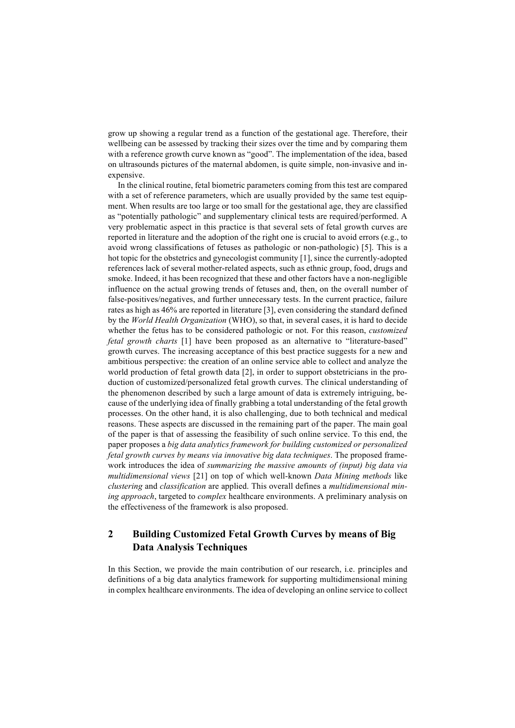grow up showing a regular trend as a function of the gestational age. Therefore, their wellbeing can be assessed by tracking their sizes over the time and by comparing them with a reference growth curve known as "good". The implementation of the idea, based on ultrasounds pictures of the maternal abdomen, is quite simple, non-invasive and inexpensive.

In the clinical routine, fetal biometric parameters coming from this test are compared with a set of reference parameters, which are usually provided by the same test equipment. When results are too large or too small for the gestational age, they are classified as "potentially pathologic" and supplementary clinical tests are required/performed. A very problematic aspect in this practice is that several sets of fetal growth curves are reported in literature and the adoption of the right one is crucial to avoid errors (e.g., to avoid wrong classifications of fetuses as pathologic or non-pathologic) [5]. This is a hot topic for the obstetrics and gynecologist community [1], since the currently-adopted references lack of several mother-related aspects, such as ethnic group, food, drugs and smoke. Indeed, it has been recognized that these and other factors have a non-negligible influence on the actual growing trends of fetuses and, then, on the overall number of false-positives/negatives, and further unnecessary tests. In the current practice, failure rates as high as 46% are reported in literature [3], even considering the standard defined by the *World Health Organization* (WHO), so that, in several cases, it is hard to decide whether the fetus has to be considered pathologic or not. For this reason, *customized fetal growth charts* [1] have been proposed as an alternative to "literature-based" growth curves. The increasing acceptance of this best practice suggests for a new and ambitious perspective: the creation of an online service able to collect and analyze the world production of fetal growth data [2], in order to support obstetricians in the production of customized/personalized fetal growth curves. The clinical understanding of the phenomenon described by such a large amount of data is extremely intriguing, because of the underlying idea of finally grabbing a total understanding of the fetal growth processes. On the other hand, it is also challenging, due to both technical and medical reasons. These aspects are discussed in the remaining part of the paper. The main goal of the paper is that of assessing the feasibility of such online service. To this end, the paper proposes a *big data analytics framework for building customized or personalized fetal growth curves by means via innovative big data techniques*. The proposed framework introduces the idea of *summarizing the massive amounts of (input) big data via multidimensional views* [21] on top of which well-known *Data Mining methods* like *clustering* and *classification* are applied. This overall defines a *multidimensional mining approach*, targeted to *complex* healthcare environments. A preliminary analysis on the effectiveness of the framework is also proposed.

## 2 Building Customized Fetal Growth Curves by means of Big Data Analysis Techniques

In this Section, we provide the main contribution of our research, i.e. principles and definitions of a big data analytics framework for supporting multidimensional mining in complex healthcare environments. The idea of developing an online service to collect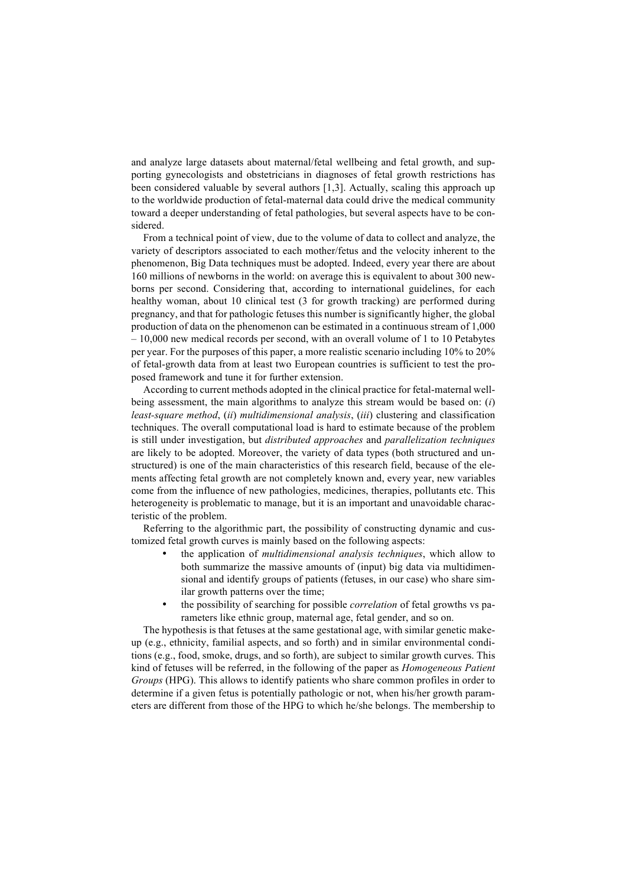and analyze large datasets about maternal/fetal wellbeing and fetal growth, and supporting gynecologists and obstetricians in diagnoses of fetal growth restrictions has been considered valuable by several authors [1,3]. Actually, scaling this approach up to the worldwide production of fetal-maternal data could drive the medical community toward a deeper understanding of fetal pathologies, but several aspects have to be considered.

From a technical point of view, due to the volume of data to collect and analyze, the variety of descriptors associated to each mother/fetus and the velocity inherent to the phenomenon, Big Data techniques must be adopted. Indeed, every year there are about 160 millions of newborns in the world: on average this is equivalent to about 300 newborns per second. Considering that, according to international guidelines, for each healthy woman, about 10 clinical test (3 for growth tracking) are performed during pregnancy, and that for pathologic fetuses this number is significantly higher, the global production of data on the phenomenon can be estimated in a continuous stream of 1,000 – 10,000 new medical records per second, with an overall volume of 1 to 10 Petabytes per year. For the purposes of this paper, a more realistic scenario including 10% to 20% of fetal-growth data from at least two European countries is sufficient to test the proposed framework and tune it for further extension.

According to current methods adopted in the clinical practice for fetal-maternal wellbeing assessment, the main algorithms to analyze this stream would be based on: (*i*) *least-square method*, (*ii*) *multidimensional analysis*, (*iii*) clustering and classification techniques. The overall computational load is hard to estimate because of the problem is still under investigation, but *distributed approaches* and *parallelization techniques* are likely to be adopted. Moreover, the variety of data types (both structured and unstructured) is one of the main characteristics of this research field, because of the elements affecting fetal growth are not completely known and, every year, new variables come from the influence of new pathologies, medicines, therapies, pollutants etc. This heterogeneity is problematic to manage, but it is an important and unavoidable characteristic of the problem.

Referring to the algorithmic part, the possibility of constructing dynamic and customized fetal growth curves is mainly based on the following aspects:

- the application of *multidimensional analysis techniques*, which allow to both summarize the massive amounts of (input) big data via multidimensional and identify groups of patients (fetuses, in our case) who share similar growth patterns over the time;
- the possibility of searching for possible *correlation* of fetal growths vs parameters like ethnic group, maternal age, fetal gender, and so on.

The hypothesis is that fetuses at the same gestational age, with similar genetic makeup (e.g., ethnicity, familial aspects, and so forth) and in similar environmental conditions (e.g., food, smoke, drugs, and so forth), are subject to similar growth curves. This kind of fetuses will be referred, in the following of the paper as *Homogeneous Patient Groups* (HPG). This allows to identify patients who share common profiles in order to determine if a given fetus is potentially pathologic or not, when his/her growth parameters are different from those of the HPG to which he/she belongs. The membership to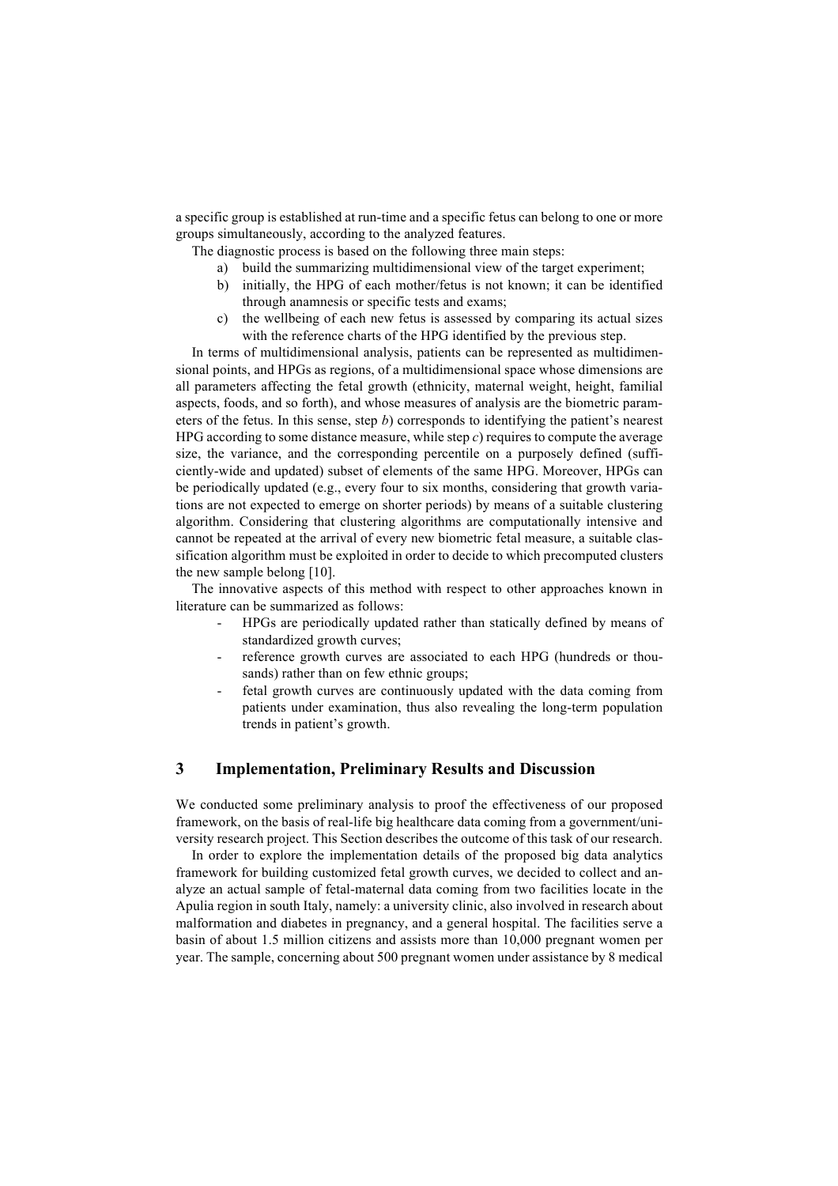a specific group is established at run-time and a specific fetus can belong to one or more groups simultaneously, according to the analyzed features.

The diagnostic process is based on the following three main steps:

a) build the summarizing multidimensional view of the target experiment;
b) initially, the HPG of each mother/fetus is not known; it can be identified through anamnesis or specific tests and exams;
c) the wellbeing of each new fetus is assessed by comparing its actual sizes with the reference charts of the HPG identified by the previous step.

In terms of multidimensional analysis, patients can be represented as multidimensional points, and HPGs as regions, of a multidimensional space whose dimensions are all parameters affecting the fetal growth (ethnicity, maternal weight, height, familial aspects, foods, and so forth), and whose measures of analysis are the biometric parameters of the fetus. In this sense, step *b*) corresponds to identifying the patient's nearest HPG according to some distance measure, while step *c*) requires to compute the average size, the variance, and the corresponding percentile on a purposely defined (sufficiently-wide and updated) subset of elements of the same HPG. Moreover, HPGs can be periodically updated (e.g., every four to six months, considering that growth variations are not expected to emerge on shorter periods) by means of a suitable clustering algorithm. Considering that clustering algorithms are computationally intensive and cannot be repeated at the arrival of every new biometric fetal measure, a suitable classification algorithm must be exploited in order to decide to which precomputed clusters the new sample belong [10].

The innovative aspects of this method with respect to other approaches known in literature can be summarized as follows:

- HPGs are periodically updated rather than statically defined by means of standardized growth curves;
- reference growth curves are associated to each HPG (hundreds or thousands) rather than on few ethnic groups;
- fetal growth curves are continuously updated with the data coming from patients under examination, thus also revealing the long-term population trends in patient's growth.

## 3 Implementation, Preliminary Results and Discussion

We conducted some preliminary analysis to proof the effectiveness of our proposed framework, on the basis of real-life big healthcare data coming from a government/university research project. This Section describes the outcome of this task of our research.

In order to explore the implementation details of the proposed big data analytics framework for building customized fetal growth curves, we decided to collect and analyze an actual sample of fetal-maternal data coming from two facilities locate in the Apulia region in south Italy, namely: a university clinic, also involved in research about malformation and diabetes in pregnancy, and a general hospital. The facilities serve a basin of about 1.5 million citizens and assists more than 10,000 pregnant women per year. The sample, concerning about 500 pregnant women under assistance by 8 medical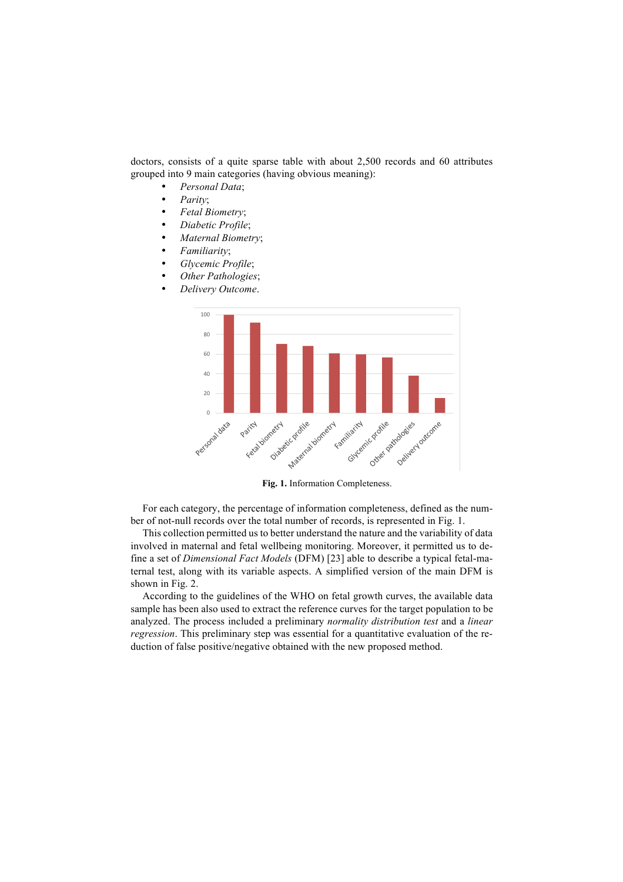doctors, consists of a quite sparse table with about 2,500 records and 60 attributes grouped into 9 main categories (having obvious meaning):

- *Personal Data*;
- *Parity*;
- *Fetal Biometry*;
- *Diabetic Profile*;
- *Maternal Biometry*;
- *Familiarity*;
- *Glycemic Profile*;
- *Other Pathologies*;
- *Delivery Outcome*.

**Fig. 1.** Information Completeness.

For each category, the percentage of information completeness, defined as the number of not-null records over the total number of records, is represented in Fig. 1.

This collection permitted us to better understand the nature and the variability of data involved in maternal and fetal wellbeing monitoring. Moreover, it permitted us to define a set of *Dimensional Fact Models* (DFM) [23] able to describe a typical fetal-maternal test, along with its variable aspects. A simplified version of the main DFM is shown in Fig. 2.

According to the guidelines of the WHO on fetal growth curves, the available data sample has been also used to extract the reference curves for the target population to be analyzed. The process included a preliminary *normality distribution test* and a *linear regression*. This preliminary step was essential for a quantitative evaluation of the reduction of false positive/negative obtained with the new proposed method.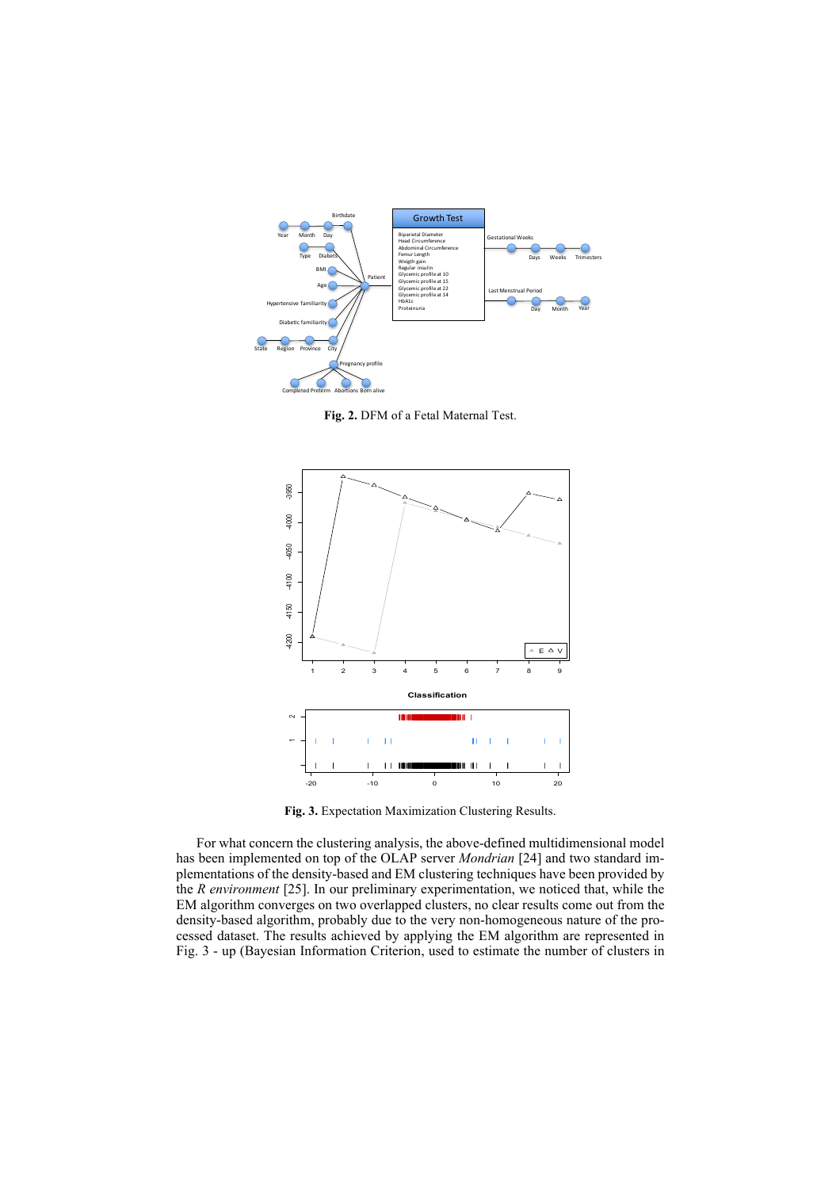**Fig. 2.** DFM of a Fetal Maternal Test.

**Fig. 3.** Expectation Maximization Clustering Results.

For what concern the clustering analysis, the above-defined multidimensional model has been implemented on top of the OLAP server *Mondrian* [24] and two standard implementations of the density-based and EM clustering techniques have been provided by the *R environment* [25]. In our preliminary experimentation, we noticed that, while the EM algorithm converges on two overlapped clusters, no clear results come out from the density-based algorithm, probably due to the very non-homogeneous nature of the processed dataset. The results achieved by applying the EM algorithm are represented in Fig. 3 - up (Bayesian Information Criterion, used to estimate the number of clusters in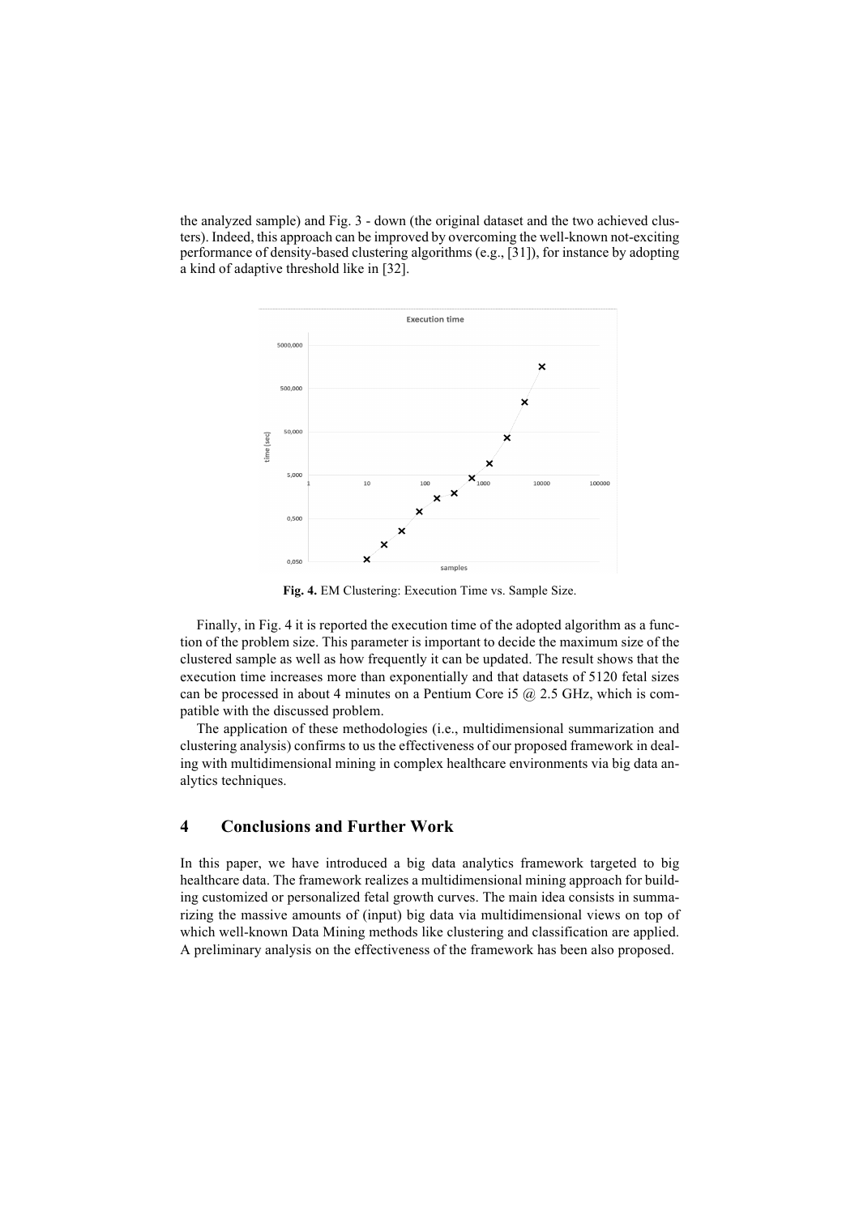the analyzed sample) and Fig. 3 - down (the original dataset and the two achieved clusters). Indeed, this approach can be improved by overcoming the well-known not-exciting performance of density-based clustering algorithms (e.g., [31]), for instance by adopting a kind of adaptive threshold like in [32].

**Fig. 4.** EM Clustering: Execution Time vs. Sample Size.

Finally, in Fig. 4 it is reported the execution time of the adopted algorithm as a function of the problem size. This parameter is important to decide the maximum size of the clustered sample as well as how frequently it can be updated. The result shows that the execution time increases more than exponentially and that datasets of 5120 fetal sizes can be processed in about 4 minutes on a Pentium Core i5 @ 2.5 GHz, which is compatible with the discussed problem.

The application of these methodologies (i.e., multidimensional summarization and clustering analysis) confirms to us the effectiveness of our proposed framework in dealing with multidimensional mining in complex healthcare environments via big data analytics techniques.

## 4 Conclusions and Further Work

In this paper, we have introduced a big data analytics framework targeted to big healthcare data. The framework realizes a multidimensional mining approach for building customized or personalized fetal growth curves. The main idea consists in summarizing the massive amounts of (input) big data via multidimensional views on top of which well-known Data Mining methods like clustering and classification are applied. A preliminary analysis on the effectiveness of the framework has been also proposed.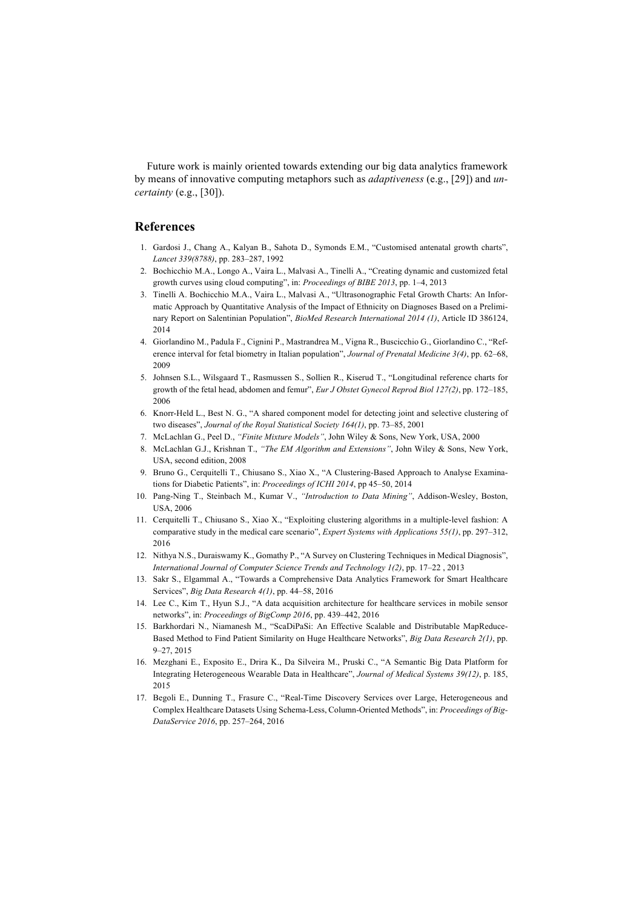Future work is mainly oriented towards extending our big data analytics framework by means of innovative computing metaphors such as *adaptiveness* (e.g., [29]) and *uncertainty* (e.g., [30]).

## References

1. Gardosi J., Chang A., Kalyan B., Sahota D., Symonds E.M., "Customised antenatal growth charts", *Lancet 339(8788)*, pp. 283–287, 1992
2. Bochicchio M.A., Longo A., Vaira L., Malvasi A., Tinelli A., "Creating dynamic and customized fetal growth curves using cloud computing", in: *Proceedings of BIBE 2013*, pp. 1–4, 2013
3. Tinelli A. Bochicchio M.A., Vaira L., Malvasi A., "Ultrasonographic Fetal Growth Charts: An Informatic Approach by Quantitative Analysis of the Impact of Ethnicity on Diagnoses Based on a Preliminary Report on Salentinian Population", *BioMed Research International 2014 (1)*, Article ID 386124, 2014
4. Giorlandino M., Padula F., Cignini P., Mastrandrea M., Vigna R., Buscicchio G., Giorlandino C., "Reference interval for fetal biometry in Italian population", *Journal of Prenatal Medicine 3(4)*, pp. 62–68, 2009
5. Johnsen S.L., Wilsgaard T., Rasmussen S., Sollien R., Kiserud T., "Longitudinal reference charts for growth of the fetal head, abdomen and femur", *Eur J Obstet Gynecol Reprod Biol 127(2)*, pp. 172–185, 2006
6. Knorr-Held L., Best N. G., "A shared component model for detecting joint and selective clustering of two diseases", *Journal of the Royal Statistical Society 164(1)*, pp. 73–85, 2001
7. McLachlan G., Peel D., *"Finite Mixture Models"*, John Wiley & Sons, New York, USA, 2000
8. McLachlan G.J., Krishnan T., *"The EM Algorithm and Extensions"*, John Wiley & Sons, New York, USA, second edition, 2008
9. Bruno G., Cerquitelli T., Chiusano S., Xiao X., "A Clustering-Based Approach to Analyse Examinations for Diabetic Patients", in: *Proceedings of ICHI 2014*, pp 45–50, 2014
10. Pang-Ning T., Steinbach M., Kumar V., *"Introduction to Data Mining"*, Addison-Wesley, Boston, USA, 2006
11. Cerquitelli T., Chiusano S., Xiao X., "Exploiting clustering algorithms in a multiple-level fashion: A comparative study in the medical care scenario", *Expert Systems with Applications 55(1)*, pp. 297–312, 2016
12. Nithya N.S., Duraiswamy K., Gomathy P., "A Survey on Clustering Techniques in Medical Diagnosis", *International Journal of Computer Science Trends and Technology 1(2)*, pp. 17–22 , 2013
13. Sakr S., Elgammal A., "Towards a Comprehensive Data Analytics Framework for Smart Healthcare Services", *Big Data Research 4(1)*, pp. 44–58, 2016
14. Lee C., Kim T., Hyun S.J., "A data acquisition architecture for healthcare services in mobile sensor networks", in: *Proceedings of BigComp 2016*, pp. 439–442, 2016
15. Barkhordari N., Niamanesh M., "ScaDiPaSi: An Effective Scalable and Distributable MapReduce-Based Method to Find Patient Similarity on Huge Healthcare Networks", *Big Data Research 2(1)*, pp. 9–27, 2015
16. Mezghani E., Exposito E., Drira K., Da Silveira M., Pruski C., "A Semantic Big Data Platform for Integrating Heterogeneous Wearable Data in Healthcare", *Journal of Medical Systems 39(12)*, p. 185, 2015
17. Begoli E., Dunning T., Frasure C., "Real-Time Discovery Services over Large, Heterogeneous and Complex Healthcare Datasets Using Schema-Less, Column-Oriented Methods", in: *Proceedings of BigDataService 2016*, pp. 257–264, 2016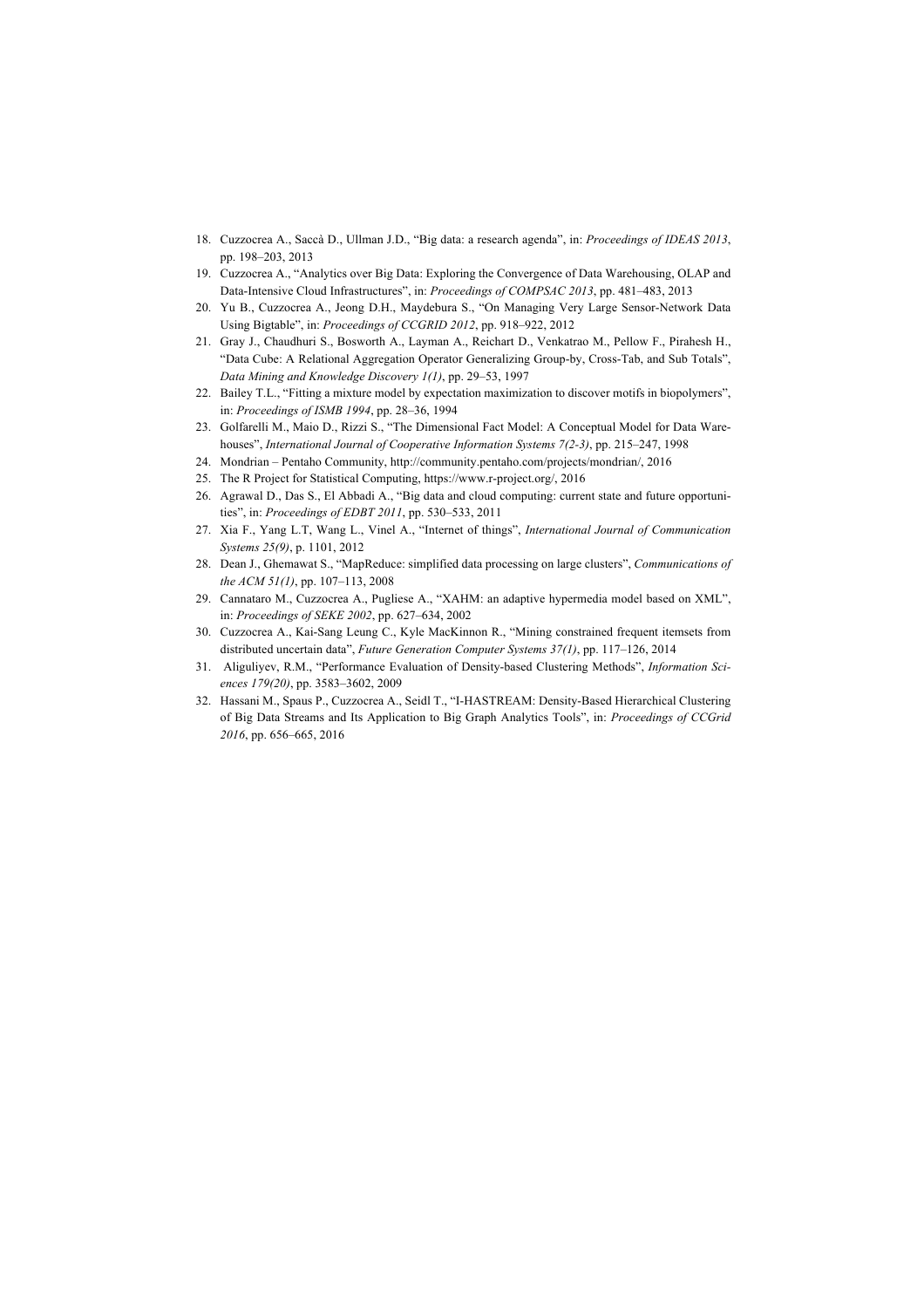18. Cuzzocrea A., Saccà D., Ullman J.D., "Big data: a research agenda", in: *Proceedings of IDEAS 2013*, pp. 198–203, 2013
19. Cuzzocrea A., "Analytics over Big Data: Exploring the Convergence of Data Warehousing, OLAP and Data-Intensive Cloud Infrastructures", in: *Proceedings of COMPSAC 2013*, pp. 481–483, 2013
20. Yu B., Cuzzocrea A., Jeong D.H., Maydebura S., "On Managing Very Large Sensor-Network Data Using Bigtable", in: *Proceedings of CCGRID 2012*, pp. 918–922, 2012
21. Gray J., Chaudhuri S., Bosworth A., Layman A., Reichart D., Venkatrao M., Pellow F., Pirahesh H., "Data Cube: A Relational Aggregation Operator Generalizing Group-by, Cross-Tab, and Sub Totals", *Data Mining and Knowledge Discovery 1(1)*, pp. 29–53, 1997
22. Bailey T.L., "Fitting a mixture model by expectation maximization to discover motifs in biopolymers", in: *Proceedings of ISMB 1994*, pp. 28–36, 1994
23. Golfarelli M., Maio D., Rizzi S., "The Dimensional Fact Model: A Conceptual Model for Data Warehouses", *International Journal of Cooperative Information Systems 7(2-3)*, pp. 215–247, 1998
24. Mondrian – Pentaho Community, http://community.pentaho.com/projects/mondrian/, 2016
25. The R Project for Statistical Computing, https://www.r-project.org/, 2016
26. Agrawal D., Das S., El Abbadi A., "Big data and cloud computing: current state and future opportunities", in: *Proceedings of EDBT 2011*, pp. 530–533, 2011
27. Xia F., Yang L.T, Wang L., Vinel A., "Internet of things", *International Journal of Communication Systems 25(9)*, p. 1101, 2012
28. Dean J., Ghemawat S., "MapReduce: simplified data processing on large clusters", *Communications of the ACM 51(1)*, pp. 107–113, 2008
29. Cannataro M., Cuzzocrea A., Pugliese A., "XAHM: an adaptive hypermedia model based on XML", in: *Proceedings of SEKE 2002*, pp. 627–634, 2002
30. Cuzzocrea A., Kai-Sang Leung C., Kyle MacKinnon R., "Mining constrained frequent itemsets from distributed uncertain data", *Future Generation Computer Systems 37(1)*, pp. 117–126, 2014
31. Aliguliyev, R.M., "Performance Evaluation of Density-based Clustering Methods", *Information Sciences 179(20)*, pp. 3583–3602, 2009
32. Hassani M., Spaus P., Cuzzocrea A., Seidl T., "I-HASTREAM: Density-Based Hierarchical Clustering of Big Data Streams and Its Application to Big Graph Analytics Tools", in: *Proceedings of CCGrid 2016*, pp. 656–665, 2016